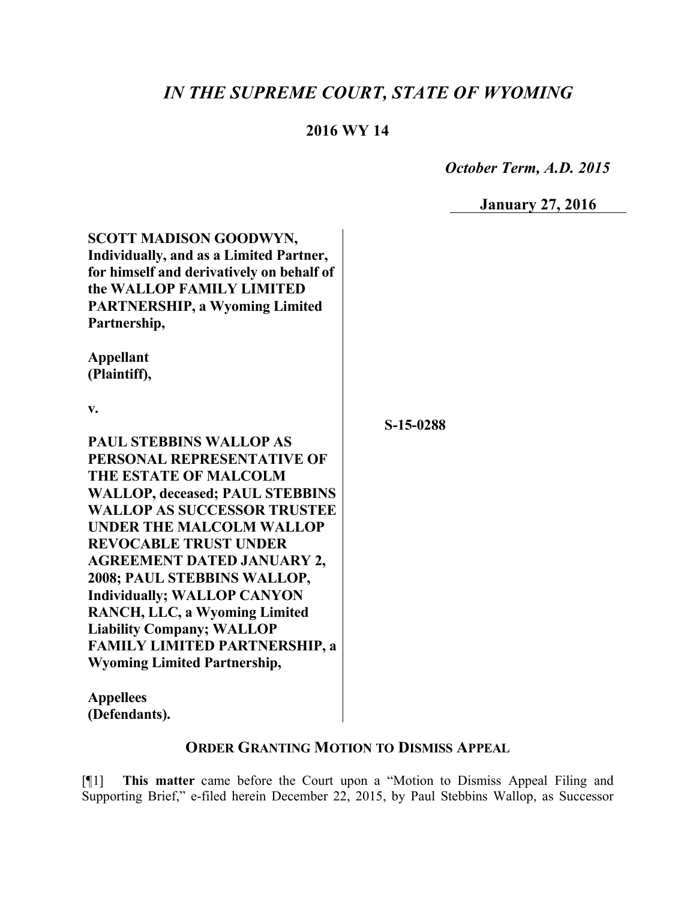# *IN THE SUPREME COURT, STATE OF WYOMING*

## 2016 WY 14

*October Term, A.D. 2015*

**January 27, 2016**

| | |
|---|---|
| **SCOTT MADISON GOODWYN, Individually, and as a Limited Partner, for himself and derivatively on behalf of the WALLOP FAMILY LIMITED PARTNERSHIP, a Wyoming Limited Partnership,**<br><br>**Appellant (Plaintiff),**<br><br>**v.**<br><br>**PAUL STEBBINS WALLOP AS PERSONAL REPRESENTATIVE OF THE ESTATE OF MALCOLM WALLOP, deceased; PAUL STEBBINS WALLOP AS SUCCESSOR TRUSTEE UNDER THE MALCOLM WALLOP REVOCABLE TRUST UNDER AGREEMENT DATED JANUARY 2, 2008; PAUL STEBBINS WALLOP, Individually; WALLOP CANYON RANCH, LLC, a Wyoming Limited Liability Company; WALLOP FAMILY LIMITED PARTNERSHIP, a Wyoming Limited Partnership,**<br><br>**Appellees (Defendants).** | **S-15-0288** |

**ORDER GRANTING MOTION TO DISMISS APPEAL**

[¶1] **This matter** came before the Court upon a "Motion to Dismiss Appeal Filing and Supporting Brief," e-filed herein December 22, 2015, by Paul Stebbins Wallop, as Successor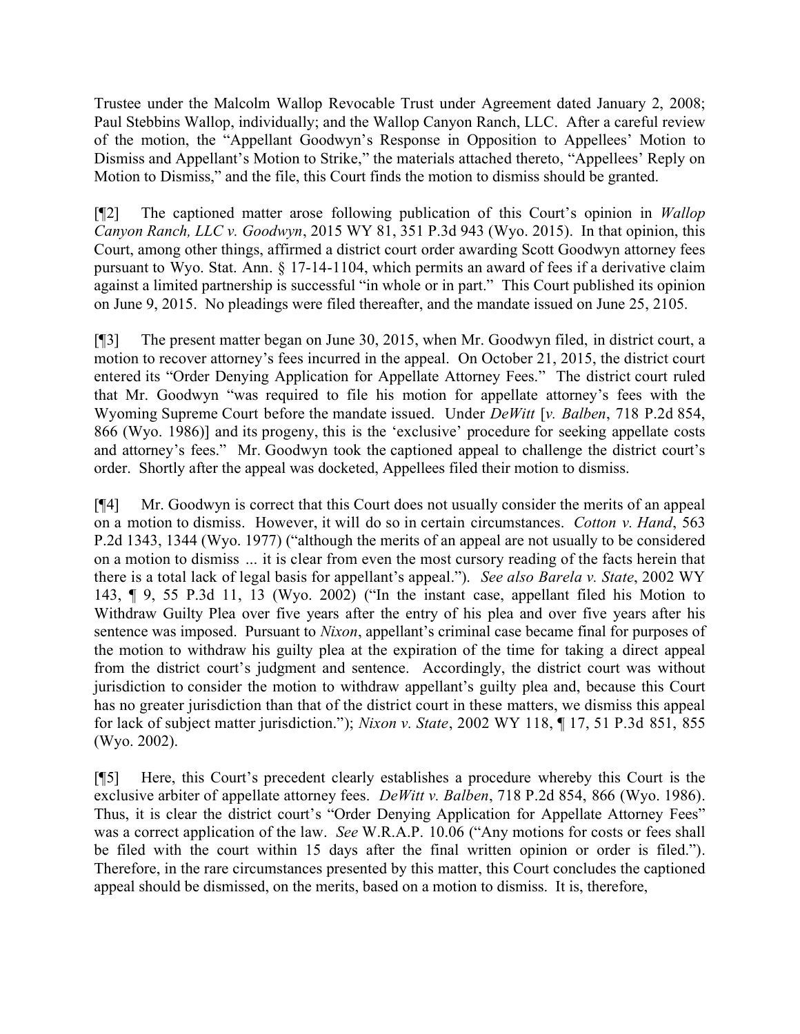Trustee under the Malcolm Wallop Revocable Trust under Agreement dated January 2, 2008; Paul Stebbins Wallop, individually; and the Wallop Canyon Ranch, LLC. After a careful review of the motion, the "Appellant Goodwyn's Response in Opposition to Appellees' Motion to Dismiss and Appellant's Motion to Strike," the materials attached thereto, "Appellees' Reply on Motion to Dismiss," and the file, this Court finds the motion to dismiss should be granted.

[¶2] The captioned matter arose following publication of this Court's opinion in *Wallop Canyon Ranch, LLC v. Goodwyn*, 2015 WY 81, 351 P.3d 943 (Wyo. 2015). In that opinion, this Court, among other things, affirmed a district court order awarding Scott Goodwyn attorney fees pursuant to Wyo. Stat. Ann. § 17-14-1104, which permits an award of fees if a derivative claim against a limited partnership is successful "in whole or in part." This Court published its opinion on June 9, 2015. No pleadings were filed thereafter, and the mandate issued on June 25, 2105.

[¶3] The present matter began on June 30, 2015, when Mr. Goodwyn filed, in district court, a motion to recover attorney's fees incurred in the appeal. On October 21, 2015, the district court entered its "Order Denying Application for Appellate Attorney Fees." The district court ruled that Mr. Goodwyn "was required to file his motion for appellate attorney's fees with the Wyoming Supreme Court before the mandate issued. Under *DeWitt* [*v. Balben*, 718 P.2d 854, 866 (Wyo. 1986)] and its progeny, this is the 'exclusive' procedure for seeking appellate costs and attorney's fees." Mr. Goodwyn took the captioned appeal to challenge the district court's order. Shortly after the appeal was docketed, Appellees filed their motion to dismiss.

[¶4] Mr. Goodwyn is correct that this Court does not usually consider the merits of an appeal on a motion to dismiss. However, it will do so in certain circumstances. *Cotton v. Hand*, 563 P.2d 1343, 1344 (Wyo. 1977) ("although the merits of an appeal are not usually to be considered on a motion to dismiss ... it is clear from even the most cursory reading of the facts herein that there is a total lack of legal basis for appellant's appeal."). *See also Barela v. State*, 2002 WY 143, ¶ 9, 55 P.3d 11, 13 (Wyo. 2002) ("In the instant case, appellant filed his Motion to Withdraw Guilty Plea over five years after the entry of his plea and over five years after his sentence was imposed. Pursuant to *Nixon*, appellant's criminal case became final for purposes of the motion to withdraw his guilty plea at the expiration of the time for taking a direct appeal from the district court's judgment and sentence. Accordingly, the district court was without jurisdiction to consider the motion to withdraw appellant's guilty plea and, because this Court has no greater jurisdiction than that of the district court in these matters, we dismiss this appeal for lack of subject matter jurisdiction."); *Nixon v. State*, 2002 WY 118, ¶ 17, 51 P.3d 851, 855 (Wyo. 2002).

[¶5] Here, this Court's precedent clearly establishes a procedure whereby this Court is the exclusive arbiter of appellate attorney fees. *DeWitt v. Balben*, 718 P.2d 854, 866 (Wyo. 1986). Thus, it is clear the district court's "Order Denying Application for Appellate Attorney Fees" was a correct application of the law. *See* W.R.A.P. 10.06 ("Any motions for costs or fees shall be filed with the court within 15 days after the final written opinion or order is filed."). Therefore, in the rare circumstances presented by this matter, this Court concludes the captioned appeal should be dismissed, on the merits, based on a motion to dismiss. It is, therefore,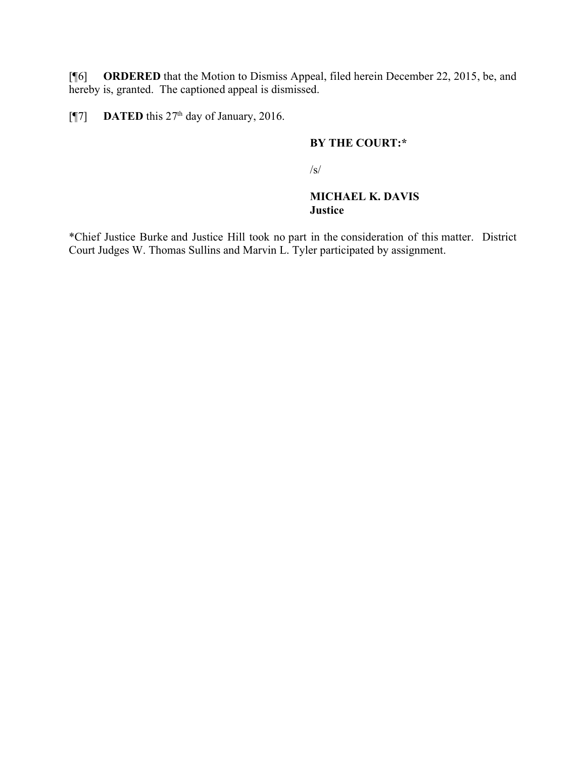[¶6] **ORDERED** that the Motion to Dismiss Appeal, filed herein December 22, 2015, be, and hereby is, granted. The captioned appeal is dismissed.

[¶7] **DATED** this 27th day of January, 2016.

**BY THE COURT:***

/s/

**MICHAEL K. DAVIS**
**Justice**

*Chief Justice Burke and Justice Hill took no part in the consideration of this matter. District Court Judges W. Thomas Sullins and Marvin L. Tyler participated by assignment.